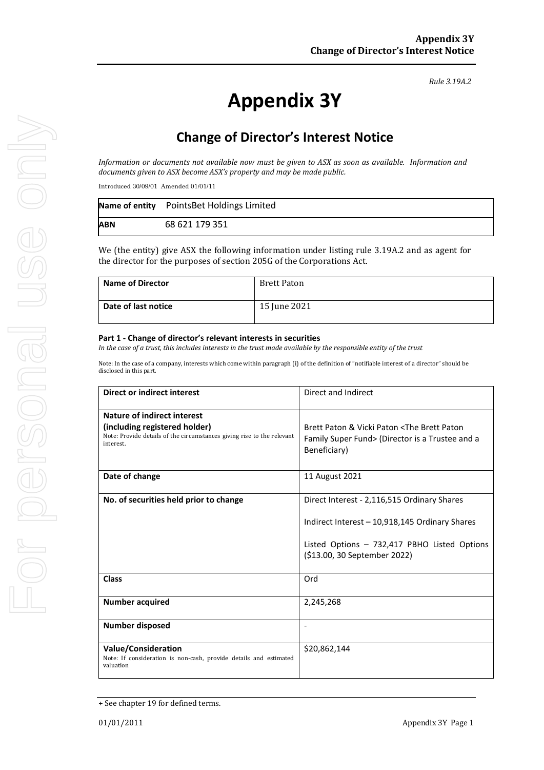*Rule 3.19A.2*

# Appendix 3Y

## Change of Director's Interest Notice

*Information or documents not available now must be given to ASX as soon as available. Information and documents given to ASX become ASX's property and may be made public.*

Introduced 30/09/01 Amended 01/01/11

| **Name of entity** | PointsBet Holdings Limited |
|---|---|
| **ABN** | 68 621 179 351 |

We (the entity) give ASX the following information under listing rule 3.19A.2 and as agent for the director for the purposes of section 205G of the Corporations Act.

| **Name of Director** | Brett Paton |
|---|---|
| **Date of last notice** | 15 June 2021 |

#### Part 1 - Change of director's relevant interests in securities

*In the case of a trust, this includes interests in the trust made available by the responsible entity of the trust*

Note: In the case of a company, interests which come within paragraph (i) of the definition of "notifiable interest of a director" should be disclosed in this part.

| **Direct or indirect interest** | Direct and Indirect |
|---|---|
| **Nature of indirect interest (including registered holder)** Note: Provide details of the circumstances giving rise to the relevant interest. | Brett Paton & Vicki Paton <The Brett Paton Family Super Fund> (Director is a Trustee and a Beneficiary) |
| **Date of change** | 11 August 2021 |
| **No. of securities held prior to change** | Direct Interest - 2,116,515 Ordinary Shares<br><br>Indirect Interest – 10,918,145 Ordinary Shares<br><br>Listed Options – 732,417 PBHO Listed Options ($13.00, 30 September 2022) |
| **Class** | Ord |
| **Number acquired** | 2,245,268 |
| **Number disposed** | - |
| **Value/Consideration** Note: If consideration is non-cash, provide details and estimated valuation | $20,862,144 |

+ See chapter 19 for defined terms.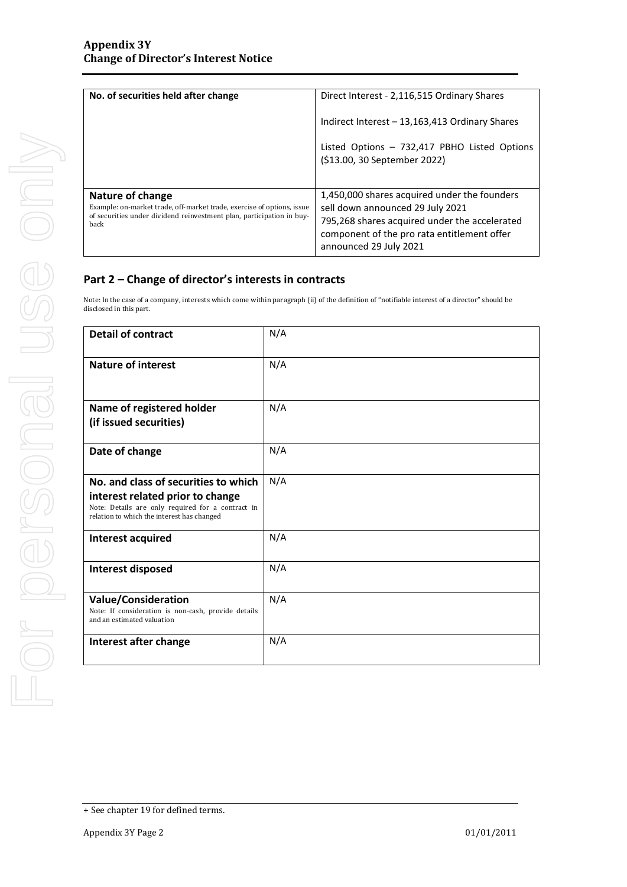| No. of securities held after change | Direct Interest - 2,116,515 Ordinary Shares<br><br>Indirect Interest – 13,163,413 Ordinary Shares<br><br>Listed Options – 732,417 PBHO Listed Options ($13.00, 30 September 2022) |
|---|---|
| **Nature of change**<br>Example: on-market trade, off-market trade, exercise of options, issue of securities under dividend reinvestment plan, participation in buy-back | 1,450,000 shares acquired under the founders sell down announced 29 July 2021<br>795,268 shares acquired under the accelerated component of the pro rata entitlement offer announced 29 July 2021 |

## Part 2 – Change of director's interests in contracts

Note: In the case of a company, interests which come within paragraph (ii) of the definition of "notifiable interest of a director" should be disclosed in this part.

| **Detail of contract** | N/A |
|---|---|
| **Nature of interest** | N/A |
| **Name of registered holder (if issued securities)** | N/A |
| **Date of change** | N/A |
| **No. and class of securities to which interest related prior to change**<br>Note: Details are only required for a contract in relation to which the interest has changed | N/A |
| **Interest acquired** | N/A |
| **Interest disposed** | N/A |
| **Value/Consideration**<br>Note: If consideration is non-cash, provide details and an estimated valuation | N/A |
| **Interest after change** | N/A |

+ See chapter 19 for defined terms.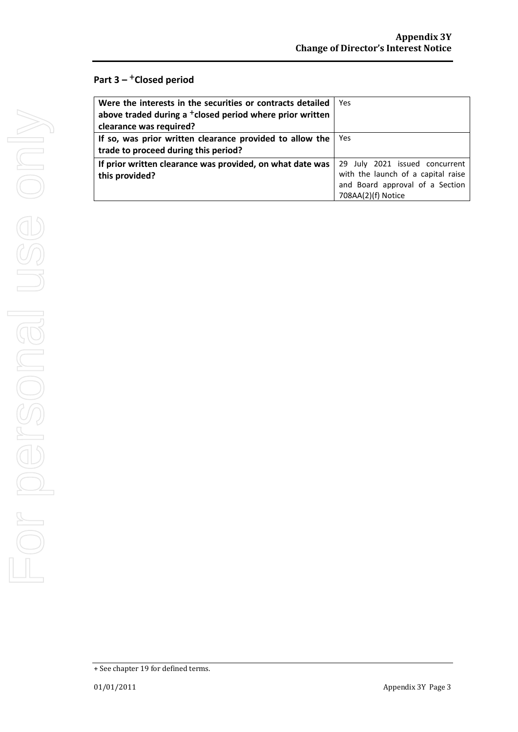## Part 3 – +Closed period

| | |
|---|---|
| **Were the interests in the securities or contracts detailed above traded during a +closed period where prior written clearance was required?** | Yes |
| **If so, was prior written clearance provided to allow the trade to proceed during this period?** | Yes |
| **If prior written clearance was provided, on what date was this provided?** | 29 July 2021 issued concurrent with the launch of a capital raise and Board approval of a Section 708AA(2)(f) Notice |

+ See chapter 19 for defined terms.